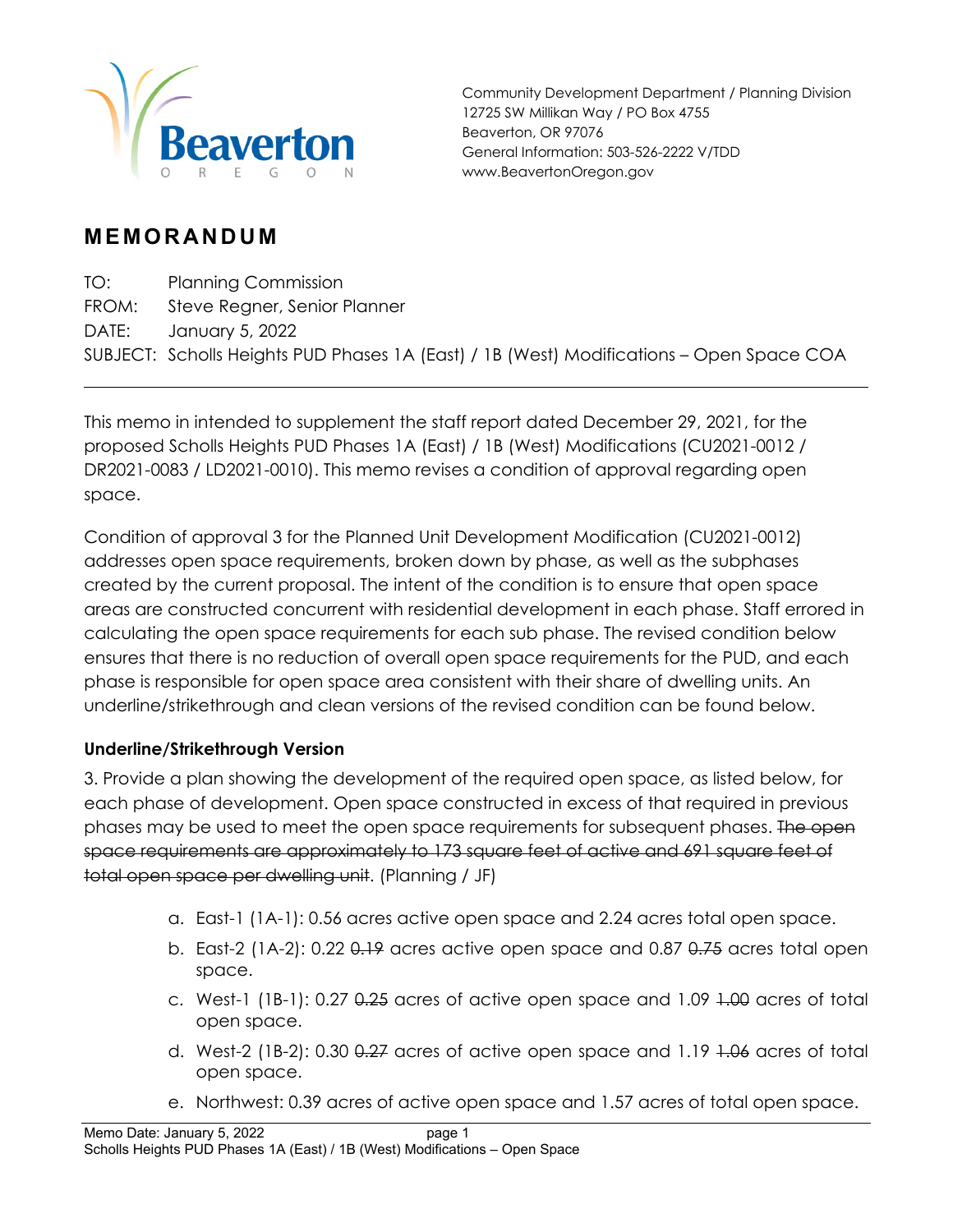Community Development Department / Planning Division
12725 SW Millikan Way / PO Box 4755
Beaverton, OR 97076
General Information: 503-526-2222 V/TDD
www.BeavertonOregon.gov

# MEMORANDUM

TO: Planning Commission
FROM: Steve Regner, Senior Planner
DATE: January 5, 2022
SUBJECT: Scholls Heights PUD Phases 1A (East) / 1B (West) Modifications – Open Space COA

---

This memo in intended to supplement the staff report dated December 29, 2021, for the proposed Scholls Heights PUD Phases 1A (East) / 1B (West) Modifications (CU2021-0012 / DR2021-0083 / LD2021-0010). This memo revises a condition of approval regarding open space.

Condition of approval 3 for the Planned Unit Development Modification (CU2021-0012) addresses open space requirements, broken down by phase, as well as the subphases created by the current proposal. The intent of the condition is to ensure that open space areas are constructed concurrent with residential development in each phase. Staff errored in calculating the open space requirements for each sub phase. The revised condition below ensures that there is no reduction of overall open space requirements for the PUD, and each phase is responsible for open space area consistent with their share of dwelling units. An underline/strikethrough and clean versions of the revised condition can be found below.

**Underline/Strikethrough Version**

3. Provide a plan showing the development of the required open space, as listed below, for each phase of development. Open space constructed in excess of that required in previous phases may be used to meet the open space requirements for subsequent phases. ~~The open space requirements are approximately to 173 square feet of active and 691 square feet of total open space per dwelling unit~~. (Planning / JF)

   a. East-1 (1A-1): 0.56 acres active open space and 2.24 acres total open space.
   b. East-2 (1A-2): 0.22 ~~0.19~~ acres active open space and 0.87 ~~0.75~~ acres total open space.
   c. West-1 (1B-1): 0.27 ~~0.25~~ acres of active open space and 1.09 ~~1.00~~ acres of total open space.
   d. West-2 (1B-2): 0.30 ~~0.27~~ acres of active open space and 1.19 ~~1.06~~ acres of total open space.
   e. Northwest: 0.39 acres of active open space and 1.57 acres of total open space.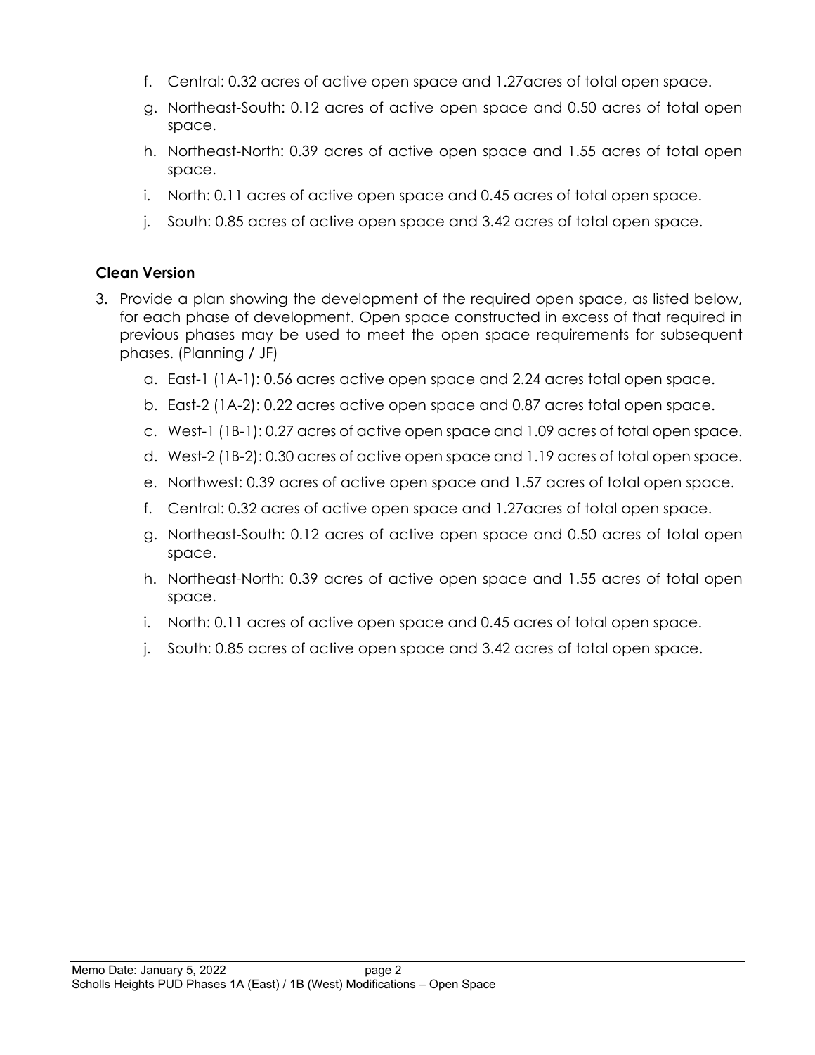f. Central: 0.32 acres of active open space and 1.27acres of total open space.

g. Northeast-South: 0.12 acres of active open space and 0.50 acres of total open space.

h. Northeast-North: 0.39 acres of active open space and 1.55 acres of total open space.

i. North: 0.11 acres of active open space and 0.45 acres of total open space.

j. South: 0.85 acres of active open space and 3.42 acres of total open space.

**Clean Version**

3. Provide a plan showing the development of the required open space, as listed below, for each phase of development. Open space constructed in excess of that required in previous phases may be used to meet the open space requirements for subsequent phases. (Planning / JF)

   a. East-1 (1A-1): 0.56 acres active open space and 2.24 acres total open space.

   b. East-2 (1A-2): 0.22 acres active open space and 0.87 acres total open space.

   c. West-1 (1B-1): 0.27 acres of active open space and 1.09 acres of total open space.

   d. West-2 (1B-2): 0.30 acres of active open space and 1.19 acres of total open space.

   e. Northwest: 0.39 acres of active open space and 1.57 acres of total open space.

   f. Central: 0.32 acres of active open space and 1.27acres of total open space.

   g. Northeast-South: 0.12 acres of active open space and 0.50 acres of total open space.

   h. Northeast-North: 0.39 acres of active open space and 1.55 acres of total open space.

   i. North: 0.11 acres of active open space and 0.45 acres of total open space.

   j. South: 0.85 acres of active open space and 3.42 acres of total open space.